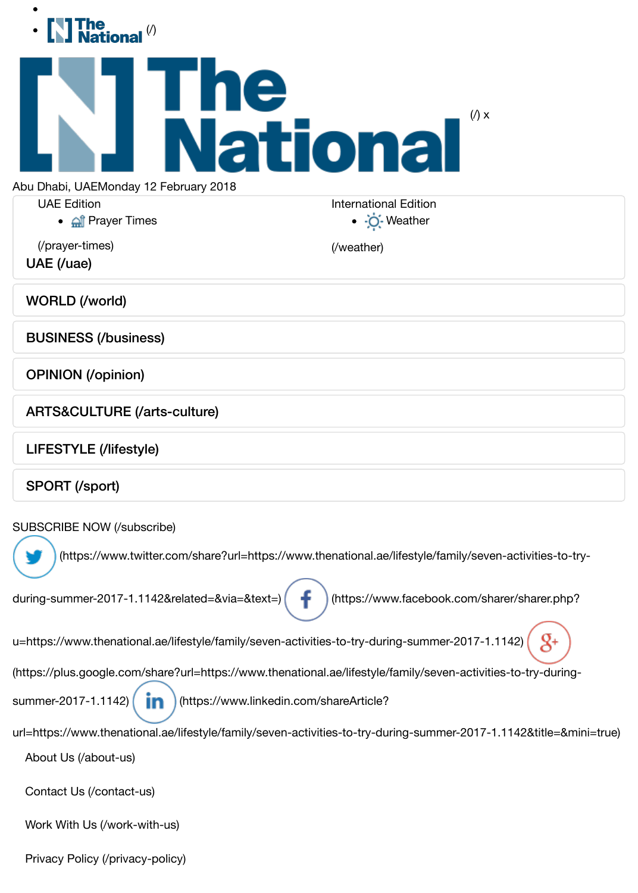- 
- The National (/)

The National (/) x

Abu Dhabi, UAEMonday 12 February 2018

UAE Edition

- Prayer Times

(/prayer-times)

International Edition

- Weather

(/weather)

UAE (/uae)

WORLD (/world)

BUSINESS (/business)

OPINION (/opinion)

ARTS&CULTURE (/arts-culture)

LIFESTYLE (/lifestyle)

SPORT (/sport)

SUBSCRIBE NOW (/subscribe)

(https://www.twitter.com/share?url=https://www.thenational.ae/lifestyle/family/seven-activities-to-try-during-summer-2017-1.1142&related=&via=&text=) (https://www.facebook.com/sharer/sharer.php?u=https://www.thenational.ae/lifestyle/family/seven-activities-to-try-during-summer-2017-1.1142) (https://plus.google.com/share?url=https://www.thenational.ae/lifestyle/family/seven-activities-to-try-during-summer-2017-1.1142) (https://www.linkedin.com/shareArticle?url=https://www.thenational.ae/lifestyle/family/seven-activities-to-try-during-summer-2017-1.1142&title=&mini=true)

About Us (/about-us)

Contact Us (/contact-us)

Work With Us (/work-with-us)

Privacy Policy (/privacy-policy)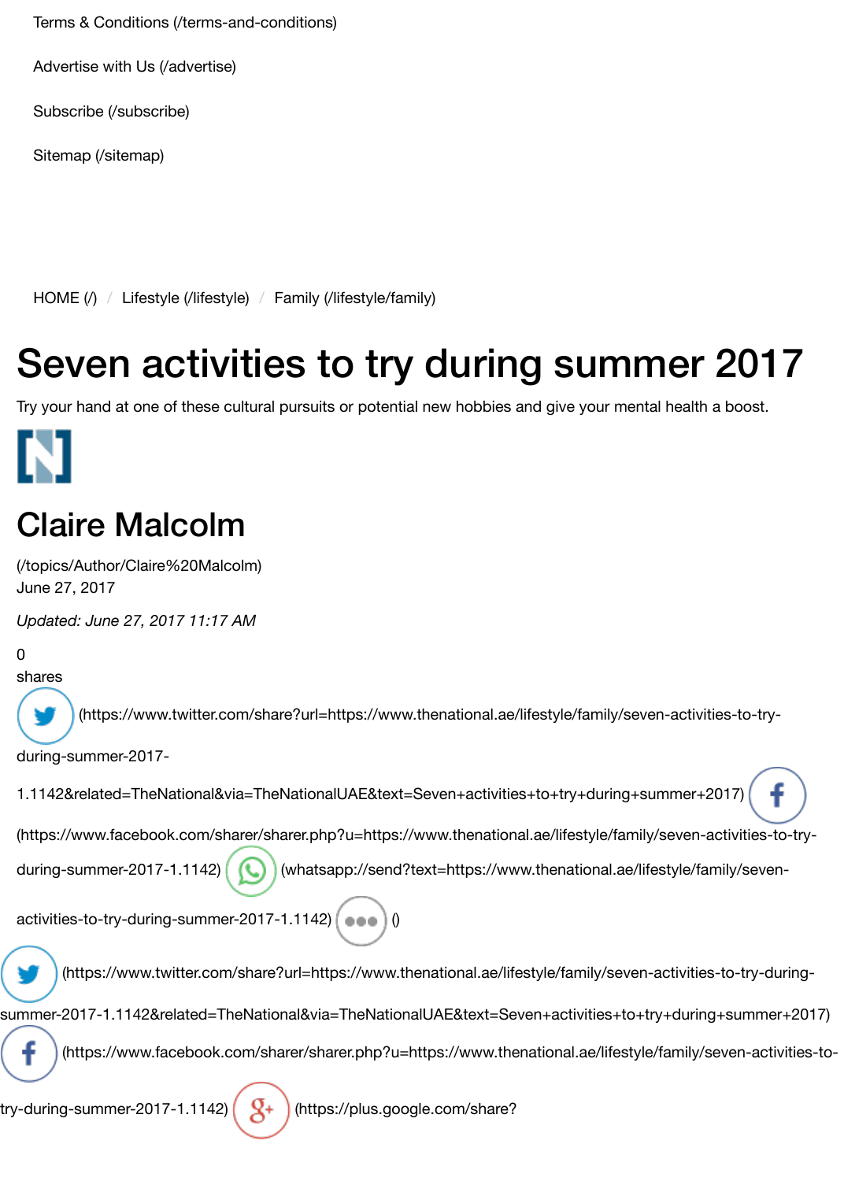Terms & Conditions (/terms-and-conditions)

Advertise with Us (/advertise)

Subscribe (/subscribe)

Sitemap (/sitemap)

HOME (/) / Lifestyle (/lifestyle) / Family (/lifestyle/family)

# Seven activities to try during summer 2017

Try your hand at one of these cultural pursuits or potential new hobbies and give your mental health a boost.

## Claire Malcolm

(/topics/Author/Claire%20Malcolm)
June 27, 2017

*Updated: June 27, 2017 11:17 AM*

0
shares

(https://www.twitter.com/share?url=https://www.thenational.ae/lifestyle/family/seven-activities-to-try-during-summer-2017-1.1142&related=TheNational&via=TheNationalUAE&text=Seven+activities+to+try+during+summer+2017) (https://www.facebook.com/sharer/sharer.php?u=https://www.thenational.ae/lifestyle/family/seven-activities-to-try-during-summer-2017-1.1142) (whatsapp://send?text=https://www.thenational.ae/lifestyle/family/seven-activities-to-try-during-summer-2017-1.1142) ()

(https://www.twitter.com/share?url=https://www.thenational.ae/lifestyle/family/seven-activities-to-try-during-summer-2017-1.1142&related=TheNational&via=TheNationalUAE&text=Seven+activities+to+try+during+summer+2017)
(https://www.facebook.com/sharer/sharer.php?u=https://www.thenational.ae/lifestyle/family/seven-activities-to-try-during-summer-2017-1.1142) (https://plus.google.com/share?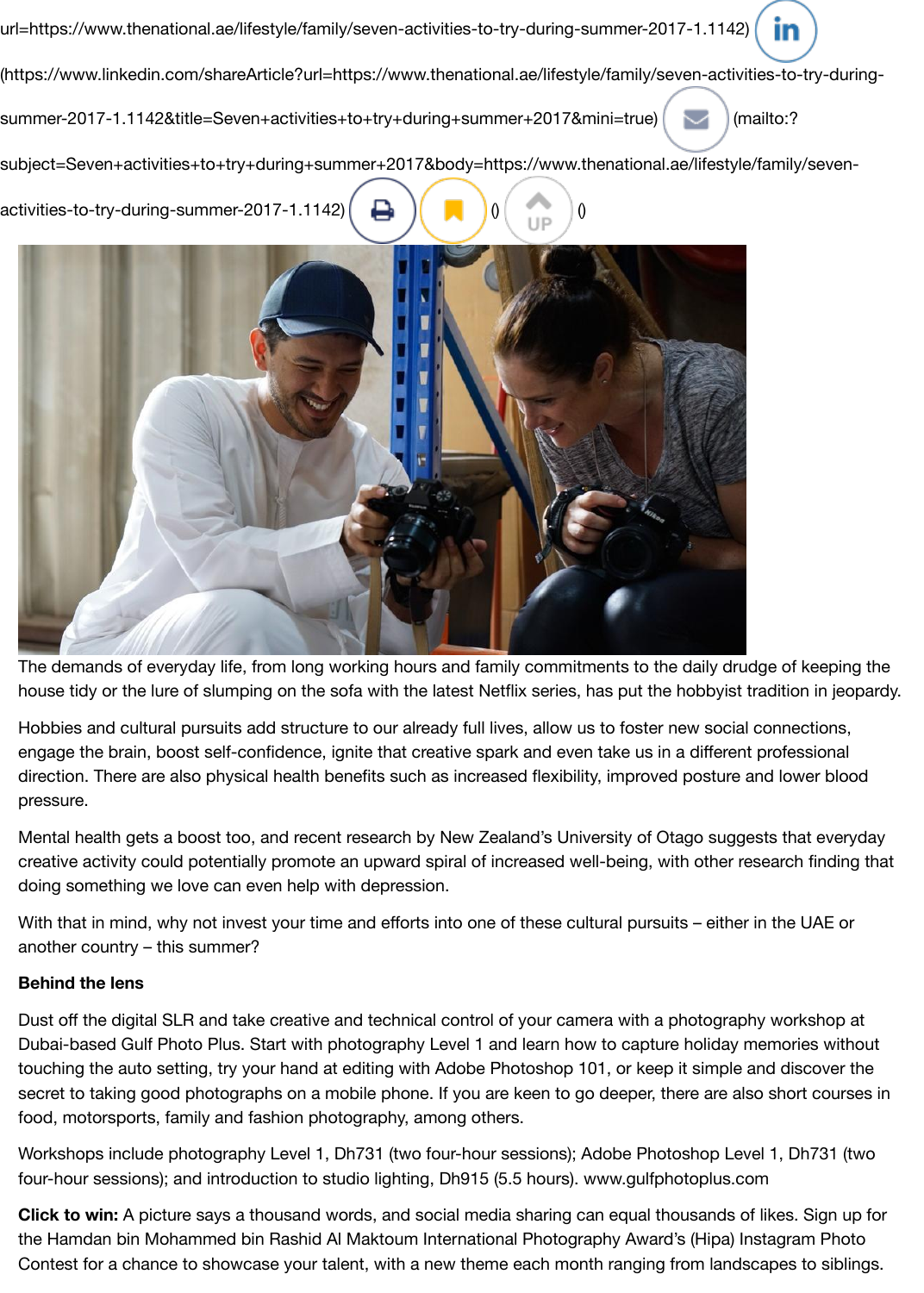url=https://www.thenational.ae/lifestyle/family/seven-activities-to-try-during-summer-2017-1.1142)

(https://www.linkedin.com/shareArticle?url=https://www.thenational.ae/lifestyle/family/seven-activities-to-try-during-summer-2017-1.1142&title=Seven+activities+to+try+during+summer+2017&mini=true) (mailto:?subject=Seven+activities+to+try+during+summer+2017&body=https://www.thenational.ae/lifestyle/family/seven-activities-to-try-during-summer-2017-1.1142) () ()

The demands of everyday life, from long working hours and family commitments to the daily drudge of keeping the house tidy or the lure of slumping on the sofa with the latest Netflix series, has put the hobbyist tradition in jeopardy.

Hobbies and cultural pursuits add structure to our already full lives, allow us to foster new social connections, engage the brain, boost self-confidence, ignite that creative spark and even take us in a different professional direction. There are also physical health benefits such as increased flexibility, improved posture and lower blood pressure.

Mental health gets a boost too, and recent research by New Zealand's University of Otago suggests that everyday creative activity could potentially promote an upward spiral of increased well-being, with other research finding that doing something we love can even help with depression.

With that in mind, why not invest your time and efforts into one of these cultural pursuits – either in the UAE or another country – this summer?

**Behind the lens**

Dust off the digital SLR and take creative and technical control of your camera with a photography workshop at Dubai-based Gulf Photo Plus. Start with photography Level 1 and learn how to capture holiday memories without touching the auto setting, try your hand at editing with Adobe Photoshop 101, or keep it simple and discover the secret to taking good photographs on a mobile phone. If you are keen to go deeper, there are also short courses in food, motorsports, family and fashion photography, among others.

Workshops include photography Level 1, Dh731 (two four-hour sessions); Adobe Photoshop Level 1, Dh731 (two four-hour sessions); and introduction to studio lighting, Dh915 (5.5 hours). www.gulfphotoplus.com

**Click to win:** A picture says a thousand words, and social media sharing can equal thousands of likes. Sign up for the Hamdan bin Mohammed bin Rashid Al Maktoum International Photography Award's (Hipa) Instagram Photo Contest for a chance to showcase your talent, with a new theme each month ranging from landscapes to siblings.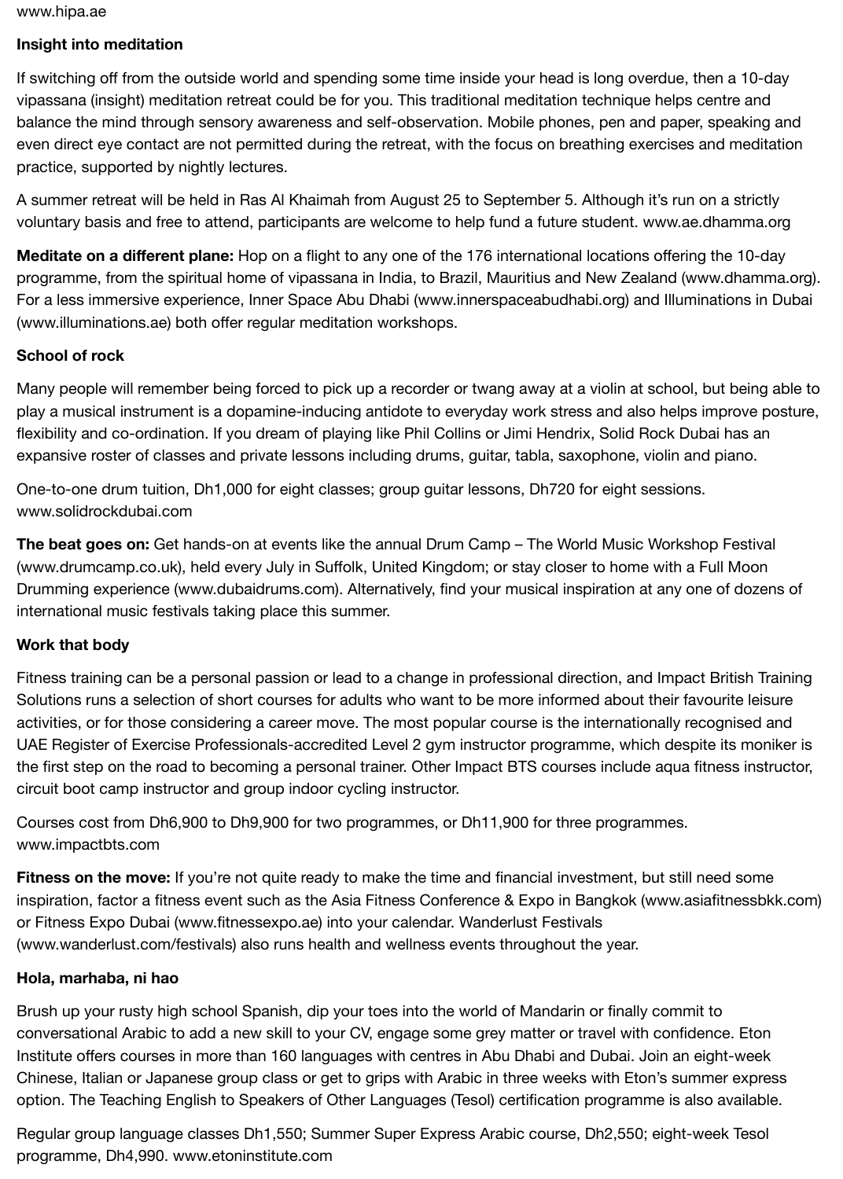www.hipa.ae

### Insight into meditation

If switching off from the outside world and spending some time inside your head is long overdue, then a 10-day vipassana (insight) meditation retreat could be for you. This traditional meditation technique helps centre and balance the mind through sensory awareness and self-observation. Mobile phones, pen and paper, speaking and even direct eye contact are not permitted during the retreat, with the focus on breathing exercises and meditation practice, supported by nightly lectures.

A summer retreat will be held in Ras Al Khaimah from August 25 to September 5. Although it's run on a strictly voluntary basis and free to attend, participants are welcome to help fund a future student. www.ae.dhamma.org

**Meditate on a different plane:** Hop on a flight to any one of the 176 international locations offering the 10-day programme, from the spiritual home of vipassana in India, to Brazil, Mauritius and New Zealand (www.dhamma.org). For a less immersive experience, Inner Space Abu Dhabi (www.innerspaceabudhabi.org) and Illuminations in Dubai (www.illuminations.ae) both offer regular meditation workshops.

### School of rock

Many people will remember being forced to pick up a recorder or twang away at a violin at school, but being able to play a musical instrument is a dopamine-inducing antidote to everyday work stress and also helps improve posture, flexibility and co-ordination. If you dream of playing like Phil Collins or Jimi Hendrix, Solid Rock Dubai has an expansive roster of classes and private lessons including drums, guitar, tabla, saxophone, violin and piano.

One-to-one drum tuition, Dh1,000 for eight classes; group guitar lessons, Dh720 for eight sessions. www.solidrockdubai.com

**The beat goes on:** Get hands-on at events like the annual Drum Camp – The World Music Workshop Festival (www.drumcamp.co.uk), held every July in Suffolk, United Kingdom; or stay closer to home with a Full Moon Drumming experience (www.dubaidrums.com). Alternatively, find your musical inspiration at any one of dozens of international music festivals taking place this summer.

### Work that body

Fitness training can be a personal passion or lead to a change in professional direction, and Impact British Training Solutions runs a selection of short courses for adults who want to be more informed about their favourite leisure activities, or for those considering a career move. The most popular course is the internationally recognised and UAE Register of Exercise Professionals-accredited Level 2 gym instructor programme, which despite its moniker is the first step on the road to becoming a personal trainer. Other Impact BTS courses include aqua fitness instructor, circuit boot camp instructor and group indoor cycling instructor.

Courses cost from Dh6,900 to Dh9,900 for two programmes, or Dh11,900 for three programmes. www.impactbts.com

**Fitness on the move:** If you're not quite ready to make the time and financial investment, but still need some inspiration, factor a fitness event such as the Asia Fitness Conference & Expo in Bangkok (www.asiafitnessbkk.com) or Fitness Expo Dubai (www.fitnessexpo.ae) into your calendar. Wanderlust Festivals (www.wanderlust.com/festivals) also runs health and wellness events throughout the year.

### Hola, marhaba, ni hao

Brush up your rusty high school Spanish, dip your toes into the world of Mandarin or finally commit to conversational Arabic to add a new skill to your CV, engage some grey matter or travel with confidence. Eton Institute offers courses in more than 160 languages with centres in Abu Dhabi and Dubai. Join an eight-week Chinese, Italian or Japanese group class or get to grips with Arabic in three weeks with Eton's summer express option. The Teaching English to Speakers of Other Languages (Tesol) certification programme is also available.

Regular group language classes Dh1,550; Summer Super Express Arabic course, Dh2,550; eight-week Tesol programme, Dh4,990. www.etoninstitute.com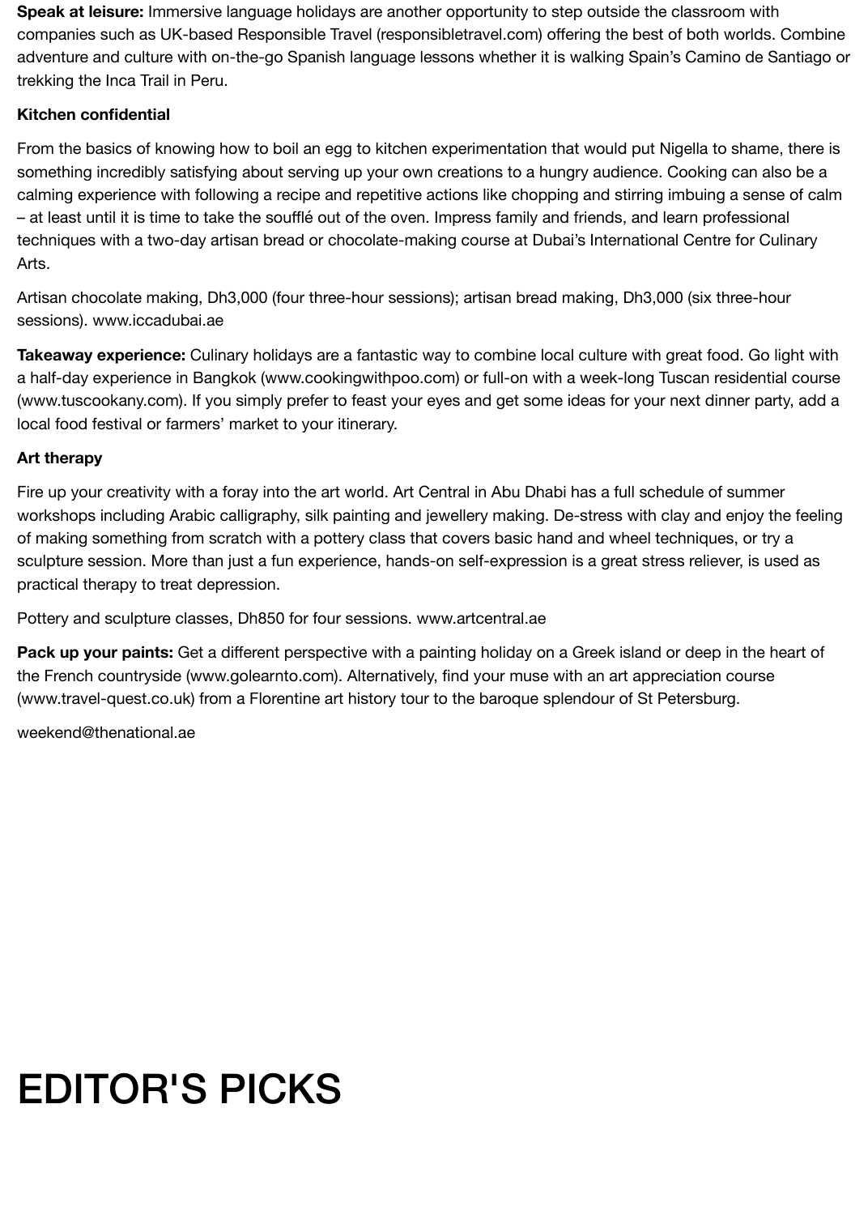**Speak at leisure:** Immersive language holidays are another opportunity to step outside the classroom with companies such as UK-based Responsible Travel (responsibletravel.com) offering the best of both worlds. Combine adventure and culture with on-the-go Spanish language lessons whether it is walking Spain's Camino de Santiago or trekking the Inca Trail in Peru.

**Kitchen confidential**

From the basics of knowing how to boil an egg to kitchen experimentation that would put Nigella to shame, there is something incredibly satisfying about serving up your own creations to a hungry audience. Cooking can also be a calming experience with following a recipe and repetitive actions like chopping and stirring imbuing a sense of calm – at least until it is time to take the soufflé out of the oven. Impress family and friends, and learn professional techniques with a two-day artisan bread or chocolate-making course at Dubai's International Centre for Culinary Arts.

Artisan chocolate making, Dh3,000 (four three-hour sessions); artisan bread making, Dh3,000 (six three-hour sessions). www.iccadubai.ae

**Takeaway experience:** Culinary holidays are a fantastic way to combine local culture with great food. Go light with a half-day experience in Bangkok (www.cookingwithpoo.com) or full-on with a week-long Tuscan residential course (www.tuscookany.com). If you simply prefer to feast your eyes and get some ideas for your next dinner party, add a local food festival or farmers' market to your itinerary.

**Art therapy**

Fire up your creativity with a foray into the art world. Art Central in Abu Dhabi has a full schedule of summer workshops including Arabic calligraphy, silk painting and jewellery making. De-stress with clay and enjoy the feeling of making something from scratch with a pottery class that covers basic hand and wheel techniques, or try a sculpture session. More than just a fun experience, hands-on self-expression is a great stress reliever, is used as practical therapy to treat depression.

Pottery and sculpture classes, Dh850 for four sessions. www.artcentral.ae

**Pack up your paints:** Get a different perspective with a painting holiday on a Greek island or deep in the heart of the French countryside (www.golearnto.com). Alternatively, find your muse with an art appreciation course (www.travel-quest.co.uk) from a Florentine art history tour to the baroque splendour of St Petersburg.

weekend@thenational.ae

# EDITOR'S PICKS